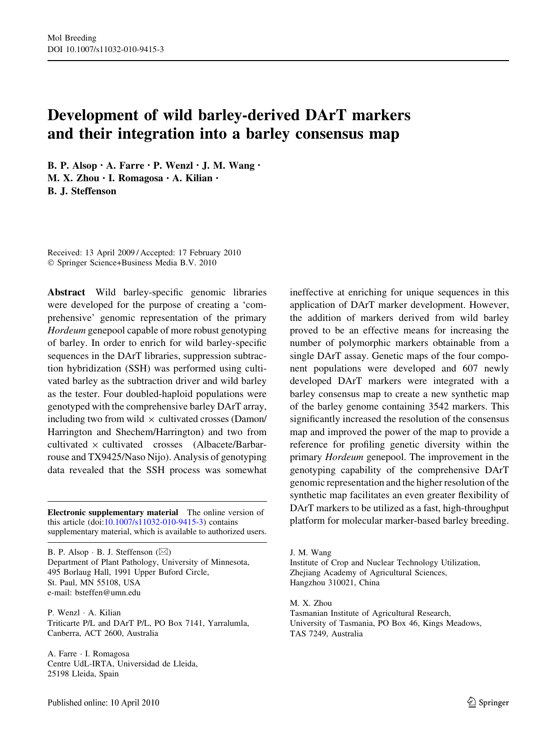# Development of wild barley-derived DArT markers and their integration into a barley consensus map

**B. P. Alsop · A. Farre · P. Wenzl · J. M. Wang · M. X. Zhou · I. Romagosa · A. Kilian · B. J. Steffenson**

Received: 13 April 2009 / Accepted: 17 February 2010
© Springer Science+Business Media B.V. 2010

**Abstract** Wild barley-specific genomic libraries were developed for the purpose of creating a 'comprehensive' genomic representation of the primary *Hordeum* genepool capable of more robust genotyping of barley. In order to enrich for wild barley-specific sequences in the DArT libraries, suppression subtraction hybridization (SSH) was performed using cultivated barley as the subtraction driver and wild barley as the tester. Four doubled-haploid populations were genotyped with the comprehensive barley DArT array, including two from wild × cultivated crosses (Damon/Harrington and Shechem/Harrington) and two from cultivated × cultivated crosses (Albacete/Barbarrouse and TX9425/Naso Nijo). Analysis of genotyping data revealed that the SSH process was somewhat ineffective at enriching for unique sequences in this application of DArT marker development. However, the addition of markers derived from wild barley proved to be an effective means for increasing the number of polymorphic markers obtainable from a single DArT assay. Genetic maps of the four component populations were developed and 607 newly developed DArT markers were integrated with a barley consensus map to create a new synthetic map of the barley genome containing 3542 markers. This significantly increased the resolution of the consensus map and improved the power of the map to provide a reference for profiling genetic diversity within the primary *Hordeum* genepool. The improvement in the genotyping capability of the comprehensive DArT genomic representation and the higher resolution of the synthetic map facilitates an even greater flexibility of DArT markers to be utilized as a fast, high-throughput platform for molecular marker-based barley breeding.

**Electronic supplementary material** The online version of this article (doi:10.1007/s11032-010-9415-3) contains supplementary material, which is available to authorized users.

B. P. Alsop · B. J. Steffenson (✉)
Department of Plant Pathology, University of Minnesota, 495 Borlaug Hall, 1991 Upper Buford Circle, St. Paul, MN 55108, USA
e-mail: bsteffen@umn.edu

P. Wenzl · A. Kilian
Triticarte P/L and DArT P/L, PO Box 7141, Yarralumla, Canberra, ACT 2600, Australia

A. Farre · I. Romagosa
Centre UdL-IRTA, Universidad de Lleida, 25198 Lleida, Spain

J. M. Wang
Institute of Crop and Nuclear Technology Utilization, Zhejiang Academy of Agricultural Sciences, Hangzhou 310021, China

M. X. Zhou
Tasmanian Institute of Agricultural Research, University of Tasmania, PO Box 46, Kings Meadows, TAS 7249, Australia

Published online: 10 April 2010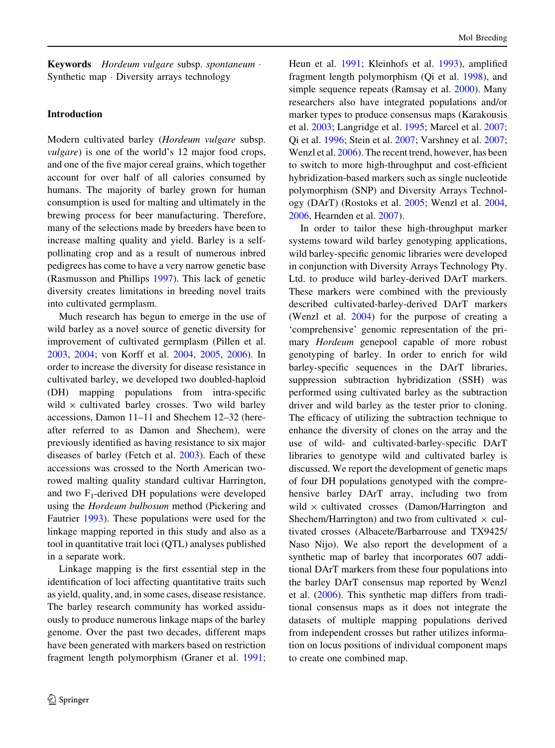**Keywords** *Hordeum vulgare* subsp. *spontaneum* · Synthetic map · Diversity arrays technology

## Introduction

Modern cultivated barley (*Hordeum vulgare* subsp. *vulgare*) is one of the world's 12 major food crops, and one of the five major cereal grains, which together account for over half of all calories consumed by humans. The majority of barley grown for human consumption is used for malting and ultimately in the brewing process for beer manufacturing. Therefore, many of the selections made by breeders have been to increase malting quality and yield. Barley is a self-pollinating crop and as a result of numerous inbred pedigrees has come to have a very narrow genetic base (Rasmusson and Phillips 1997). This lack of genetic diversity creates limitations in breeding novel traits into cultivated germplasm.

Much research has begun to emerge in the use of wild barley as a novel source of genetic diversity for improvement of cultivated germplasm (Pillen et al. 2003, 2004; von Korff et al. 2004, 2005, 2006). In order to increase the diversity for disease resistance in cultivated barley, we developed two doubled-haploid (DH) mapping populations from intra-specific wild × cultivated barley crosses. Two wild barley accessions, Damon 11–11 and Shechem 12–32 (hereafter referred to as Damon and Shechem), were previously identified as having resistance to six major diseases of barley (Fetch et al. 2003). Each of these accessions was crossed to the North American two-rowed malting quality standard cultivar Harrington, and two $F_1$-derived DH populations were developed using the *Hordeum bulbosum* method (Pickering and Fautrier 1993). These populations were used for the linkage mapping reported in this study and also as a tool in quantitative trait loci (QTL) analyses published in a separate work.

Linkage mapping is the first essential step in the identification of loci affecting quantitative traits such as yield, quality, and, in some cases, disease resistance. The barley research community has worked assiduously to produce numerous linkage maps of the barley genome. Over the past two decades, different maps have been generated with markers based on restriction fragment length polymorphism (Graner et al. 1991; Heun et al. 1991; Kleinhofs et al. 1993), amplified fragment length polymorphism (Qi et al. 1998), and simple sequence repeats (Ramsay et al. 2000). Many researchers also have integrated populations and/or marker types to produce consensus maps (Karakousis et al. 2003; Langridge et al. 1995; Marcel et al. 2007; Qi et al. 1996; Stein et al. 2007; Varshney et al. 2007; Wenzl et al. 2006). The recent trend, however, has been to switch to more high-throughput and cost-efficient hybridization-based markers such as single nucleotide polymorphism (SNP) and Diversity Arrays Technology (DArT) (Rostoks et al. 2005; Wenzl et al. 2004, 2006, Hearnden et al. 2007).

In order to tailor these high-throughput marker systems toward wild barley genotyping applications, wild barley-specific genomic libraries were developed in conjunction with Diversity Arrays Technology Pty. Ltd. to produce wild barley-derived DArT markers. These markers were combined with the previously described cultivated-barley-derived DArT markers (Wenzl et al. 2004) for the purpose of creating a 'comprehensive' genomic representation of the primary *Hordeum* genepool capable of more robust genotyping of barley. In order to enrich for wild barley-specific sequences in the DArT libraries, suppression subtraction hybridization (SSH) was performed using cultivated barley as the subtraction driver and wild barley as the tester prior to cloning. The efficacy of utilizing the subtraction technique to enhance the diversity of clones on the array and the use of wild- and cultivated-barley-specific DArT libraries to genotype wild and cultivated barley is discussed. We report the development of genetic maps of four DH populations genotyped with the comprehensive barley DArT array, including two from wild × cultivated crosses (Damon/Harrington and Shechem/Harrington) and two from cultivated × cultivated crosses (Albacete/Barbarrouse and TX9425/Naso Nijo). We also report the development of a synthetic map of barley that incorporates 607 additional DArT markers from these four populations into the barley DArT consensus map reported by Wenzl et al. (2006). This synthetic map differs from traditional consensus maps as it does not integrate the datasets of multiple mapping populations derived from independent crosses but rather utilizes information on locus positions of individual component maps to create one combined map.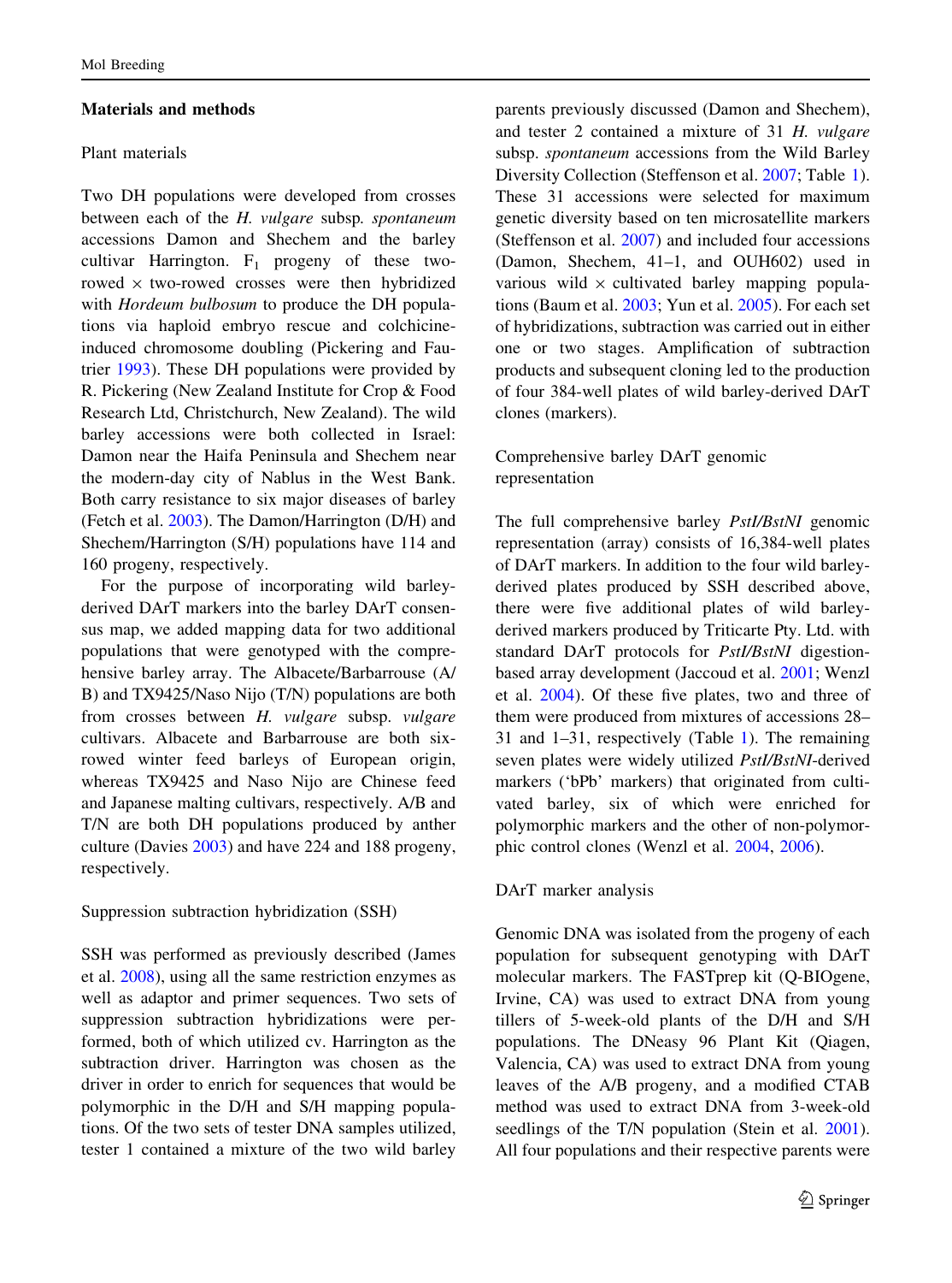## Materials and methods

### Plant materials

Two DH populations were developed from crosses between each of the *H. vulgare* subsp. *spontaneum* accessions Damon and Shechem and the barley cultivar Harrington. $F_1$ progeny of these two-rowed × two-rowed crosses were then hybridized with *Hordeum bulbosum* to produce the DH populations via haploid embryo rescue and colchicine-induced chromosome doubling (Pickering and Fautrier 1993). These DH populations were provided by R. Pickering (New Zealand Institute for Crop & Food Research Ltd, Christchurch, New Zealand). The wild barley accessions were both collected in Israel: Damon near the Haifa Peninsula and Shechem near the modern-day city of Nablus in the West Bank. Both carry resistance to six major diseases of barley (Fetch et al. 2003). The Damon/Harrington (D/H) and Shechem/Harrington (S/H) populations have 114 and 160 progeny, respectively.

For the purpose of incorporating wild barley-derived DArT markers into the barley DArT consensus map, we added mapping data for two additional populations that were genotyped with the comprehensive barley array. The Albacete/Barbarrouse (A/B) and TX9425/Naso Nijo (T/N) populations are both from crosses between *H. vulgare* subsp. *vulgare* cultivars. Albacete and Barbarrouse are both six-rowed winter feed barleys of European origin, whereas TX9425 and Naso Nijo are Chinese feed and Japanese malting cultivars, respectively. A/B and T/N are both DH populations produced by anther culture (Davies 2003) and have 224 and 188 progeny, respectively.

### Suppression subtraction hybridization (SSH)

SSH was performed as previously described (James et al. 2008), using all the same restriction enzymes as well as adaptor and primer sequences. Two sets of suppression subtraction hybridizations were performed, both of which utilized cv. Harrington as the subtraction driver. Harrington was chosen as the driver in order to enrich for sequences that would be polymorphic in the D/H and S/H mapping populations. Of the two sets of tester DNA samples utilized, tester 1 contained a mixture of the two wild barley parents previously discussed (Damon and Shechem), and tester 2 contained a mixture of 31 *H. vulgare* subsp. *spontaneum* accessions from the Wild Barley Diversity Collection (Steffenson et al. 2007; Table 1). These 31 accessions were selected for maximum genetic diversity based on ten microsatellite markers (Steffenson et al. 2007) and included four accessions (Damon, Shechem, 41–1, and OUH602) used in various wild × cultivated barley mapping populations (Baum et al. 2003; Yun et al. 2005). For each set of hybridizations, subtraction was carried out in either one or two stages. Amplification of subtraction products and subsequent cloning led to the production of four 384-well plates of wild barley-derived DArT clones (markers).

### Comprehensive barley DArT genomic representation

The full comprehensive barley *PstI/BstNI* genomic representation (array) consists of 16,384-well plates of DArT markers. In addition to the four wild barley-derived plates produced by SSH described above, there were five additional plates of wild barley-derived markers produced by Triticarte Pty. Ltd. with standard DArT protocols for *PstI/BstNI* digestion-based array development (Jaccoud et al. 2001; Wenzl et al. 2004). Of these five plates, two and three of them were produced from mixtures of accessions 28–31 and 1–31, respectively (Table 1). The remaining seven plates were widely utilized *PstI/BstNI*-derived markers ('bPb' markers) that originated from cultivated barley, six of which were enriched for polymorphic markers and the other of non-polymorphic control clones (Wenzl et al. 2004, 2006).

### DArT marker analysis

Genomic DNA was isolated from the progeny of each population for subsequent genotyping with DArT molecular markers. The FASTprep kit (Q-BIOgene, Irvine, CA) was used to extract DNA from young tillers of 5-week-old plants of the D/H and S/H populations. The DNeasy 96 Plant Kit (Qiagen, Valencia, CA) was used to extract DNA from young leaves of the A/B progeny, and a modified CTAB method was used to extract DNA from 3-week-old seedlings of the T/N population (Stein et al. 2001). All four populations and their respective parents were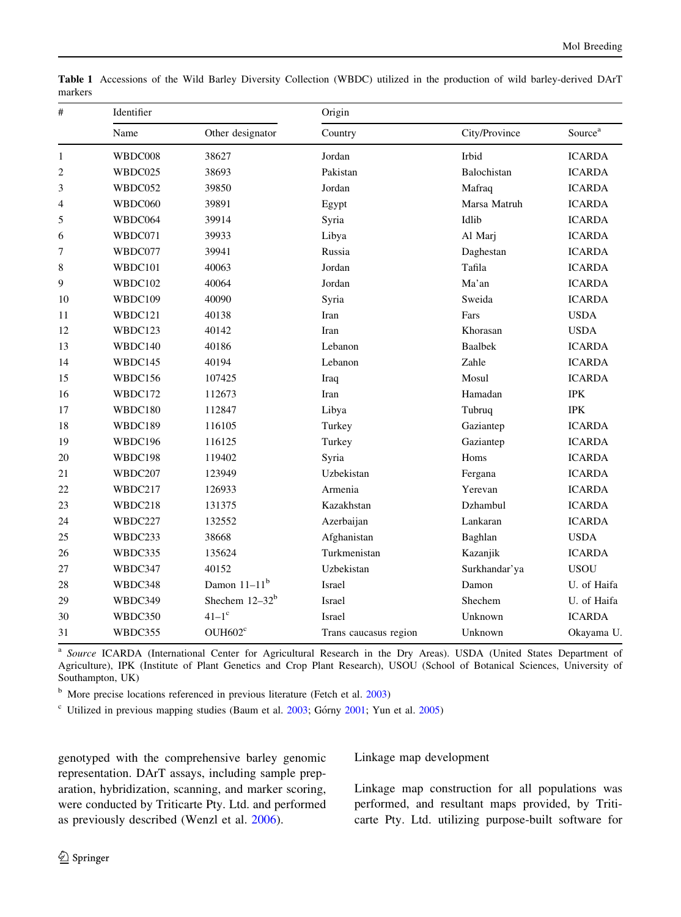**Table 1** Accessions of the Wild Barley Diversity Collection (WBDC) utilized in the production of wild barley-derived DArT markers

| # | Identifier | | Origin | | |
|---|---|---|---|---|---|
| | Name | Other designator | Country | City/Province | Source[a] |
| 1 | WBDC008 | 38627 | Jordan | Irbid | ICARDA |
| 2 | WBDC025 | 38693 | Pakistan | Balochistan | ICARDA |
| 3 | WBDC052 | 39850 | Jordan | Mafraq | ICARDA |
| 4 | WBDC060 | 39891 | Egypt | Marsa Matruh | ICARDA |
| 5 | WBDC064 | 39914 | Syria | Idlib | ICARDA |
| 6 | WBDC071 | 39933 | Libya | Al Marj | ICARDA |
| 7 | WBDC077 | 39941 | Russia | Daghestan | ICARDA |
| 8 | WBDC101 | 40063 | Jordan | Tafila | ICARDA |
| 9 | WBDC102 | 40064 | Jordan | Ma'an | ICARDA |
| 10 | WBDC109 | 40090 | Syria | Sweida | ICARDA |
| 11 | WBDC121 | 40138 | Iran | Fars | USDA |
| 12 | WBDC123 | 40142 | Iran | Khorasan | USDA |
| 13 | WBDC140 | 40186 | Lebanon | Baalbek | ICARDA |
| 14 | WBDC145 | 40194 | Lebanon | Zahle | ICARDA |
| 15 | WBDC156 | 107425 | Iraq | Mosul | ICARDA |
| 16 | WBDC172 | 112673 | Iran | Hamadan | IPK |
| 17 | WBDC180 | 112847 | Libya | Tubruq | IPK |
| 18 | WBDC189 | 116105 | Turkey | Gaziantep | ICARDA |
| 19 | WBDC196 | 116125 | Turkey | Gaziantep | ICARDA |
| 20 | WBDC198 | 119402 | Syria | Homs | ICARDA |
| 21 | WBDC207 | 123949 | Uzbekistan | Fergana | ICARDA |
| 22 | WBDC217 | 126933 | Armenia | Yerevan | ICARDA |
| 23 | WBDC218 | 131375 | Kazakhstan | Dzhambul | ICARDA |
| 24 | WBDC227 | 132552 | Azerbaijan | Lankaran | ICARDA |
| 25 | WBDC233 | 38668 | Afghanistan | Baghlan | USDA |
| 26 | WBDC335 | 135624 | Turkmenistan | Kazanjik | ICARDA |
| 27 | WBDC347 | 40152 | Uzbekistan | Surkhandar'ya | USOU |
| 28 | WBDC348 | Damon 11–11[b] | Israel | Damon | U. of Haifa |
| 29 | WBDC349 | Shechem 12–32[b] | Israel | Shechem | U. of Haifa |
| 30 | WBDC350 | 41–1[c] | Israel | Unknown | ICARDA |
| 31 | WBDC355 | OUH602[c] | Trans caucasus region | Unknown | Okayama U. |

[a] *Source* ICARDA (International Center for Agricultural Research in the Dry Areas). USDA (United States Department of Agriculture), IPK (Institute of Plant Genetics and Crop Plant Research), USOU (School of Botanical Sciences, University of Southampton, UK)

[b] More precise locations referenced in previous literature (Fetch et al. 2003)

[c] Utilized in previous mapping studies (Baum et al. 2003; Górny 2001; Yun et al. 2005)

genotyped with the comprehensive barley genomic representation. DArT assays, including sample preparation, hybridization, scanning, and marker scoring, were conducted by Triticarte Pty. Ltd. and performed as previously described (Wenzl et al. 2006).

### Linkage map development

Linkage map construction for all populations was performed, and resultant maps provided, by Triticarte Pty. Ltd. utilizing purpose-built software for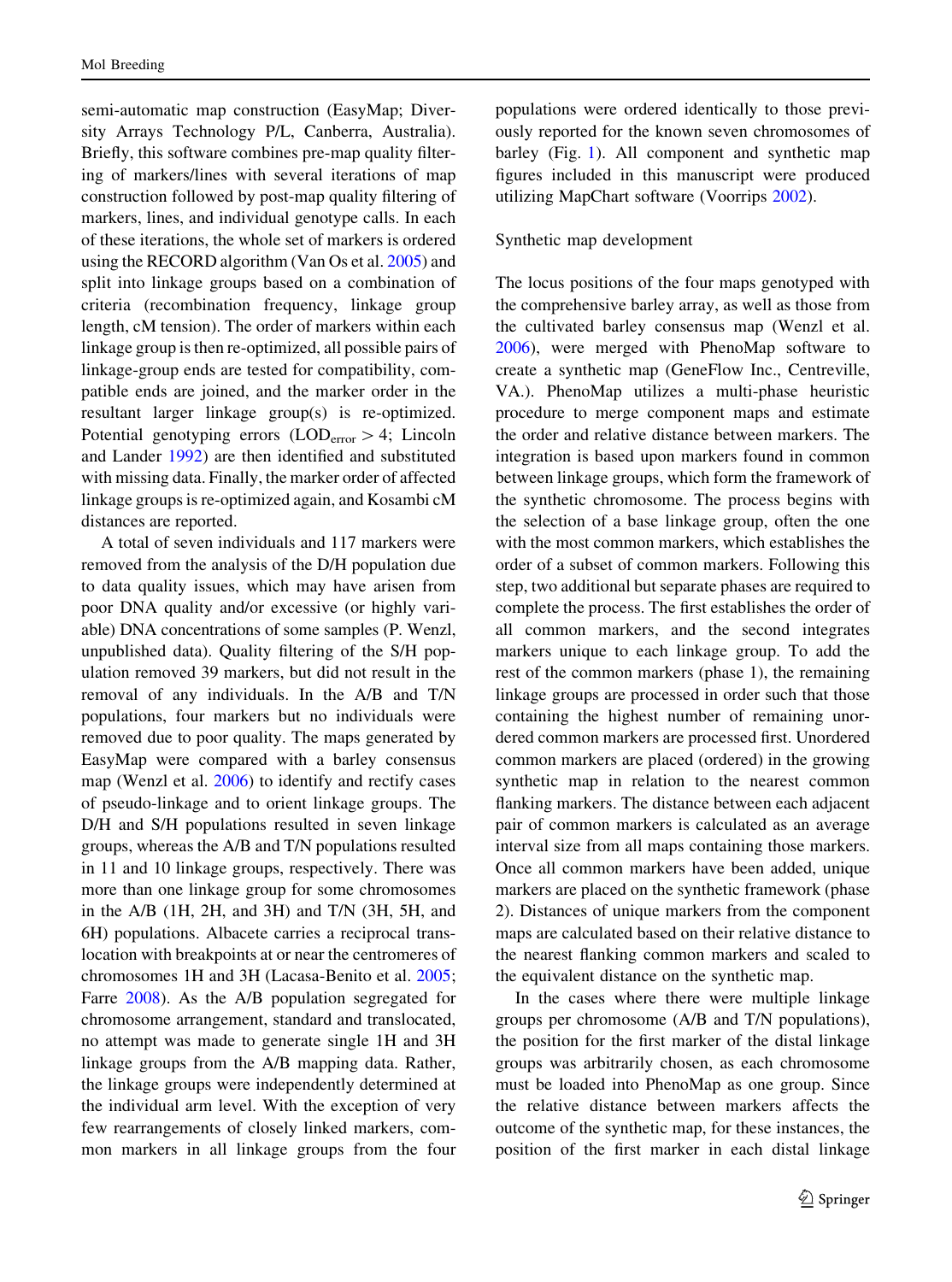semi-automatic map construction (EasyMap; Diversity Arrays Technology P/L, Canberra, Australia). Briefly, this software combines pre-map quality filtering of markers/lines with several iterations of map construction followed by post-map quality filtering of markers, lines, and individual genotype calls. In each of these iterations, the whole set of markers is ordered using the RECORD algorithm (Van Os et al. 2005) and split into linkage groups based on a combination of criteria (recombination frequency, linkage group length, cM tension). The order of markers within each linkage group is then re-optimized, all possible pairs of linkage-group ends are tested for compatibility, compatible ends are joined, and the marker order in the resultant larger linkage group(s) is re-optimized. Potential genotyping errors ($LOD_{error} > 4$; Lincoln and Lander 1992) are then identified and substituted with missing data. Finally, the marker order of affected linkage groups is re-optimized again, and Kosambi cM distances are reported.

A total of seven individuals and 117 markers were removed from the analysis of the D/H population due to data quality issues, which may have arisen from poor DNA quality and/or excessive (or highly variable) DNA concentrations of some samples (P. Wenzl, unpublished data). Quality filtering of the S/H population removed 39 markers, but did not result in the removal of any individuals. In the A/B and T/N populations, four markers but no individuals were removed due to poor quality. The maps generated by EasyMap were compared with a barley consensus map (Wenzl et al. 2006) to identify and rectify cases of pseudo-linkage and to orient linkage groups. The D/H and S/H populations resulted in seven linkage groups, whereas the A/B and T/N populations resulted in 11 and 10 linkage groups, respectively. There was more than one linkage group for some chromosomes in the A/B (1H, 2H, and 3H) and T/N (3H, 5H, and 6H) populations. Albacete carries a reciprocal translocation with breakpoints at or near the centromeres of chromosomes 1H and 3H (Lacasa-Benito et al. 2005; Farre 2008). As the A/B population segregated for chromosome arrangement, standard and translocated, no attempt was made to generate single 1H and 3H linkage groups from the A/B mapping data. Rather, the linkage groups were independently determined at the individual arm level. With the exception of very few rearrangements of closely linked markers, common markers in all linkage groups from the four populations were ordered identically to those previously reported for the known seven chromosomes of barley (Fig. 1). All component and synthetic map figures included in this manuscript were produced utilizing MapChart software (Voorrips 2002).

## Synthetic map development

The locus positions of the four maps genotyped with the comprehensive barley array, as well as those from the cultivated barley consensus map (Wenzl et al. 2006), were merged with PhenoMap software to create a synthetic map (GeneFlow Inc., Centreville, VA.). PhenoMap utilizes a multi-phase heuristic procedure to merge component maps and estimate the order and relative distance between markers. The integration is based upon markers found in common between linkage groups, which form the framework of the synthetic chromosome. The process begins with the selection of a base linkage group, often the one with the most common markers, which establishes the order of a subset of common markers. Following this step, two additional but separate phases are required to complete the process. The first establishes the order of all common markers, and the second integrates markers unique to each linkage group. To add the rest of the common markers (phase 1), the remaining linkage groups are processed in order such that those containing the highest number of remaining unordered common markers are processed first. Unordered common markers are placed (ordered) in the growing synthetic map in relation to the nearest common flanking markers. The distance between each adjacent pair of common markers is calculated as an average interval size from all maps containing those markers. Once all common markers have been added, unique markers are placed on the synthetic framework (phase 2). Distances of unique markers from the component maps are calculated based on their relative distance to the nearest flanking common markers and scaled to the equivalent distance on the synthetic map.

In the cases where there were multiple linkage groups per chromosome (A/B and T/N populations), the position for the first marker of the distal linkage groups was arbitrarily chosen, as each chromosome must be loaded into PhenoMap as one group. Since the relative distance between markers affects the outcome of the synthetic map, for these instances, the position of the first marker in each distal linkage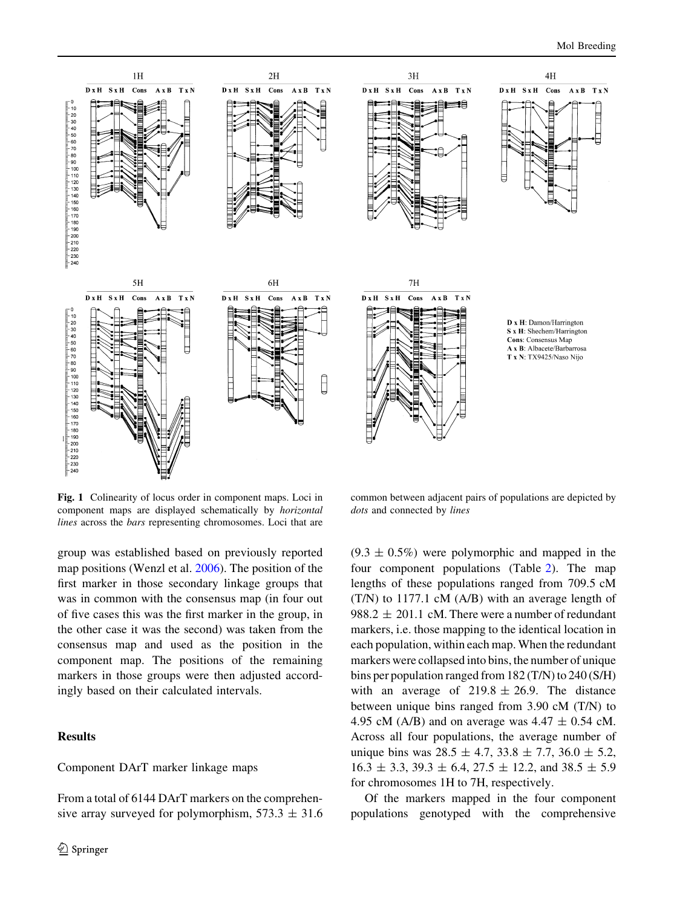**Fig. 1** Colinearity of locus order in component maps. Loci in component maps are displayed schematically by *horizontal lines* across the *bars* representing chromosomes. Loci that are common between adjacent pairs of populations are depicted by *dots* and connected by *lines*

group was established based on previously reported map positions (Wenzl et al. 2006). The position of the first marker in those secondary linkage groups that was in common with the consensus map (in four out of five cases this was the first marker in the group, in the other case it was the second) was taken from the consensus map and used as the position in the component map. The positions of the remaining markers in those groups were then adjusted accordingly based on their calculated intervals.

## Results

### Component DArT marker linkage maps

From a total of 6144 DArT markers on the comprehensive array surveyed for polymorphism, $573.3 \pm 31.6$ ($9.3 \pm 0.5\%$) were polymorphic and mapped in the four component populations (Table 2). The map lengths of these populations ranged from 709.5 cM (T/N) to 1177.1 cM (A/B) with an average length of $988.2 \pm 201.1$ cM. There were a number of redundant markers, i.e. those mapping to the identical location in each population, within each map. When the redundant markers were collapsed into bins, the number of unique bins per population ranged from 182 (T/N) to 240 (S/H) with an average of $219.8 \pm 26.9$. The distance between unique bins ranged from 3.90 cM (T/N) to 4.95 cM (A/B) and on average was $4.47 \pm 0.54$ cM. Across all four populations, the average number of unique bins was $28.5 \pm 4.7$, $33.8 \pm 7.7$, $36.0 \pm 5.2$, $16.3 \pm 3.3$, $39.3 \pm 6.4$, $27.5 \pm 12.2$, and $38.5 \pm 5.9$ for chromosomes 1H to 7H, respectively.

Of the markers mapped in the four component populations genotyped with the comprehensive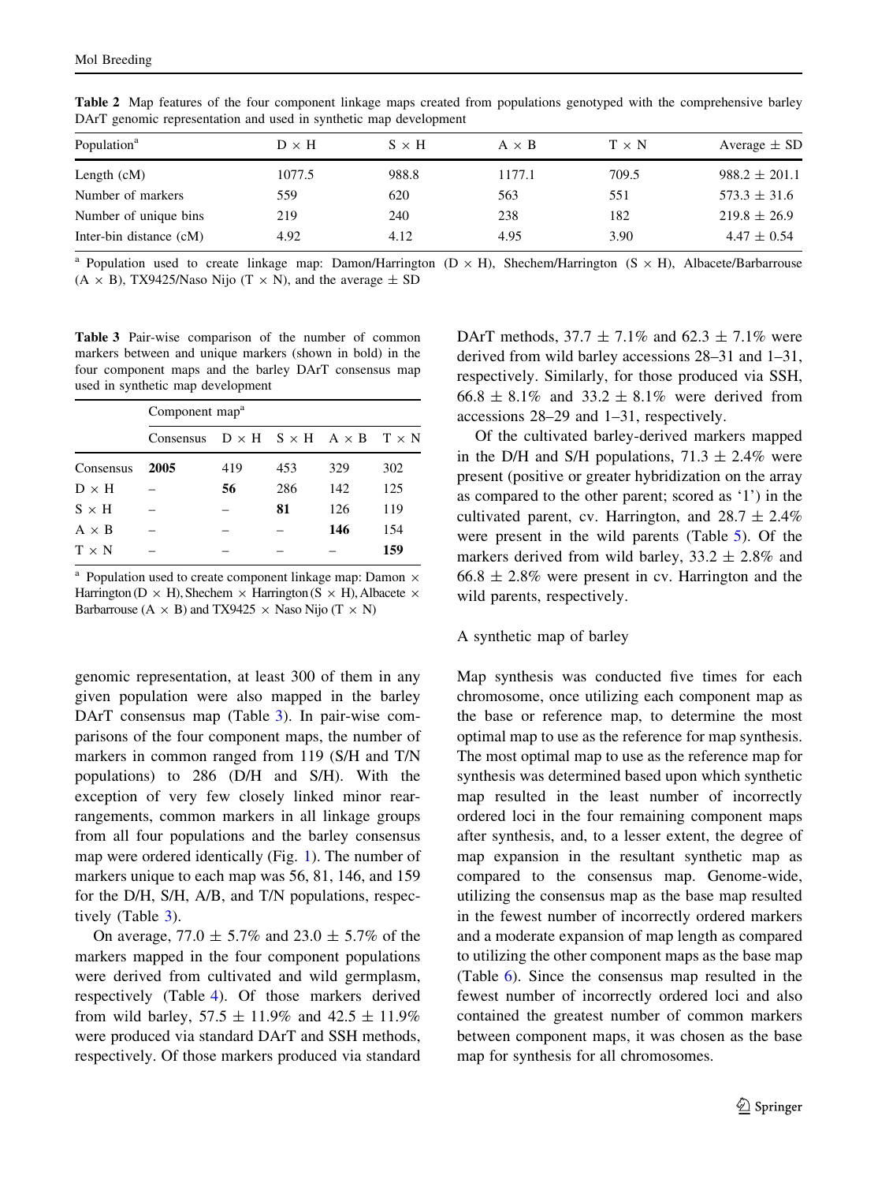**Table 2** Map features of the four component linkage maps created from populations genotyped with the comprehensive barley DArT genomic representation and used in synthetic map development

| Population[a] | D × H | S × H | A × B | T × N | Average ± SD |
|---|---|---|---|---|---|
| Length (cM) | 1077.5 | 988.8 | 1177.1 | 709.5 | 988.2 ± 201.1 |
| Number of markers | 559 | 620 | 563 | 551 | 573.3 ± 31.6 |
| Number of unique bins | 219 | 240 | 238 | 182 | 219.8 ± 26.9 |
| Inter-bin distance (cM) | 4.92 | 4.12 | 4.95 | 3.90 | 4.47 ± 0.54 |

[a] Population used to create linkage map: Damon/Harrington (D × H), Shechem/Harrington (S × H), Albacete/Barbarrouse (A × B), TX9425/Naso Nijo (T × N), and the average ± SD

**Table 3** Pair-wise comparison of the number of common markers between and unique markers (shown in bold) in the four component maps and the barley DArT consensus map used in synthetic map development

| | Component map[a] | | | | |
|---|---|---|---|---|---|
| | Consensus | D × H | S × H | A × B | T × N |
| Consensus | **2005** | 419 | 453 | 329 | 302 |
| D × H | – | **56** | 286 | 142 | 125 |
| S × H | – | – | **81** | 126 | 119 |
| A × B | – | – | – | **146** | 154 |
| T × N | – | – | – | – | **159** |

[a] Population used to create component linkage map: Damon × Harrington (D × H), Shechem × Harrington (S × H), Albacete × Barbarrouse (A × B) and TX9425 × Naso Nijo (T × N)

genomic representation, at least 300 of them in any given population were also mapped in the barley DArT consensus map (Table 3). In pair-wise comparisons of the four component maps, the number of markers in common ranged from 119 (S/H and T/N populations) to 286 (D/H and S/H). With the exception of very few closely linked minor rearrangements, common markers in all linkage groups from all four populations and the barley consensus map were ordered identically (Fig. 1). The number of markers unique to each map was 56, 81, 146, and 159 for the D/H, S/H, A/B, and T/N populations, respectively (Table 3).

On average, 77.0 ± 5.7% and 23.0 ± 5.7% of the markers mapped in the four component populations were derived from cultivated and wild germplasm, respectively (Table 4). Of those markers derived from wild barley, 57.5 ± 11.9% and 42.5 ± 11.9% were produced via standard DArT and SSH methods, respectively. Of those markers produced via standard DArT methods, 37.7 ± 7.1% and 62.3 ± 7.1% were derived from wild barley accessions 28–31 and 1–31, respectively. Similarly, for those produced via SSH, 66.8 ± 8.1% and 33.2 ± 8.1% were derived from accessions 28–29 and 1–31, respectively.

Of the cultivated barley-derived markers mapped in the D/H and S/H populations, 71.3 ± 2.4% were present (positive or greater hybridization on the array as compared to the other parent; scored as '1') in the cultivated parent, cv. Harrington, and 28.7 ± 2.4% were present in the wild parents (Table 5). Of the markers derived from wild barley, 33.2 ± 2.8% and 66.8 ± 2.8% were present in cv. Harrington and the wild parents, respectively.

### A synthetic map of barley

Map synthesis was conducted five times for each chromosome, once utilizing each component map as the base or reference map, to determine the most optimal map to use as the reference for map synthesis. The most optimal map to use as the reference map for synthesis was determined based upon which synthetic map resulted in the least number of incorrectly ordered loci in the four remaining component maps after synthesis, and, to a lesser extent, the degree of map expansion in the resultant synthetic map as compared to the consensus map. Genome-wide, utilizing the consensus map as the base map resulted in the fewest number of incorrectly ordered markers and a moderate expansion of map length as compared to utilizing the other component maps as the base map (Table 6). Since the consensus map resulted in the fewest number of incorrectly ordered loci and also contained the greatest number of common markers between component maps, it was chosen as the base map for synthesis for all chromosomes.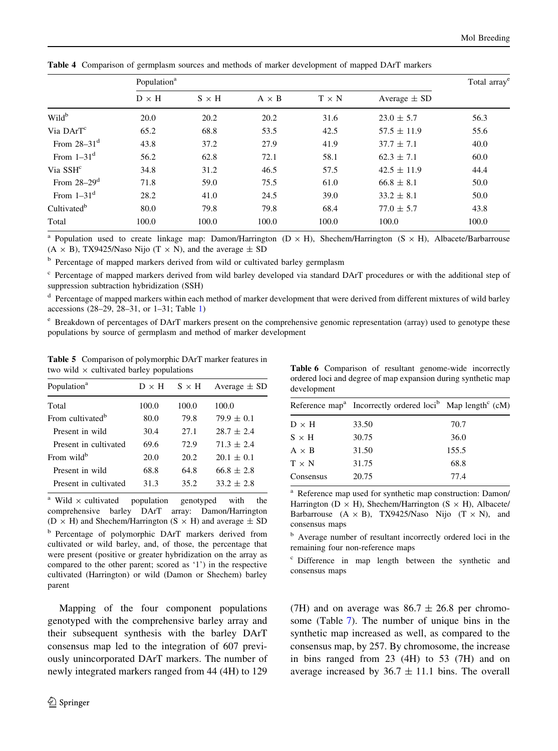**Table 4** Comparison of germplasm sources and methods of marker development of mapped DArT markers

| | Population[a] | | | | | Total array[e] |
|---|---|---|---|---|---|---|
| | D × H | S × H | A × B | T × N | Average ± SD | |
| Wild[b] | 20.0 | 20.2 | 20.2 | 31.6 | 23.0 ± 5.7 | 56.3 |
| Via DArT[c] | 65.2 | 68.8 | 53.5 | 42.5 | 57.5 ± 11.9 | 55.6 |
| From 28–31[d] | 43.8 | 37.2 | 27.9 | 41.9 | 37.7 ± 7.1 | 40.0 |
| From 1–31[d] | 56.2 | 62.8 | 72.1 | 58.1 | 62.3 ± 7.1 | 60.0 |
| Via SSH[c] | 34.8 | 31.2 | 46.5 | 57.5 | 42.5 ± 11.9 | 44.4 |
| From 28–29[d] | 71.8 | 59.0 | 75.5 | 61.0 | 66.8 ± 8.1 | 50.0 |
| From 1–31[d] | 28.2 | 41.0 | 24.5 | 39.0 | 33.2 ± 8.1 | 50.0 |
| Cultivated[b] | 80.0 | 79.8 | 79.8 | 68.4 | 77.0 ± 5.7 | 43.8 |
| Total | 100.0 | 100.0 | 100.0 | 100.0 | 100.0 | 100.0 |

[a] Population used to create linkage map: Damon/Harrington (D × H), Shechem/Harrington (S × H), Albacete/Barbarrouse (A × B), TX9425/Naso Nijo (T × N), and the average ± SD

[b] Percentage of mapped markers derived from wild or cultivated barley germplasm

[c] Percentage of mapped markers derived from wild barley developed via standard DArT procedures or with the additional step of suppression subtraction hybridization (SSH)

[d] Percentage of mapped markers within each method of marker development that were derived from different mixtures of wild barley accessions (28–29, 28–31, or 1–31; Table 1)

[e] Breakdown of percentages of DArT markers present on the comprehensive genomic representation (array) used to genotype these populations by source of germplasm and method of marker development

**Table 5** Comparison of polymorphic DArT marker features in two wild × cultivated barley populations

| Population[a] | D × H | S × H | Average ± SD |
|---|---|---|---|
| Total | 100.0 | 100.0 | 100.0 |
| From cultivated[b] | 80.0 | 79.8 | 79.9 ± 0.1 |
| Present in wild | 30.4 | 27.1 | 28.7 ± 2.4 |
| Present in cultivated | 69.6 | 72.9 | 71.3 ± 2.4 |
| From wild[b] | 20.0 | 20.2 | 20.1 ± 0.1 |
| Present in wild | 68.8 | 64.8 | 66.8 ± 2.8 |
| Present in cultivated | 31.3 | 35.2 | 33.2 ± 2.8 |

[a] Wild × cultivated population genotyped with the comprehensive barley DArT array: Damon/Harrington (D × H) and Shechem/Harrington (S × H) and average ± SD

[b] Percentage of polymorphic DArT markers derived from cultivated or wild barley, and, of those, the percentage that were present (positive or greater hybridization on the array as compared to the other parent; scored as '1') in the respective cultivated (Harrington) or wild (Damon or Shechem) barley parent

**Table 6** Comparison of resultant genome-wide incorrectly ordered loci and degree of map expansion during synthetic map development

| Reference map[a] | Incorrectly ordered loci[b] | Map length[c] (cM) |
|---|---|---|
| D × H | 33.50 | 70.7 |
| S × H | 30.75 | 36.0 |
| A × B | 31.50 | 155.5 |
| T × N | 31.75 | 68.8 |
| Consensus | 20.75 | 77.4 |

[a] Reference map used for synthetic map construction: Damon/Harrington (D × H), Shechem/Harrington (S × H), Albacete/Barbarrouse (A × B), TX9425/Naso Nijo (T × N), and consensus maps

[b] Average number of resultant incorrectly ordered loci in the remaining four non-reference maps

[c] Difference in map length between the synthetic and consensus maps

Mapping of the four component populations genotyped with the comprehensive barley array and their subsequent synthesis with the barley DArT consensus map led to the integration of 607 previously unincorporated DArT markers. The number of newly integrated markers ranged from 44 (4H) to 129 (7H) and on average was 86.7 ± 26.8 per chromosome (Table 7). The number of unique bins in the synthetic map increased as well, as compared to the consensus map, by 257. By chromosome, the increase in bins ranged from 23 (4H) to 53 (7H) and on average increased by 36.7 ± 11.1 bins. The overall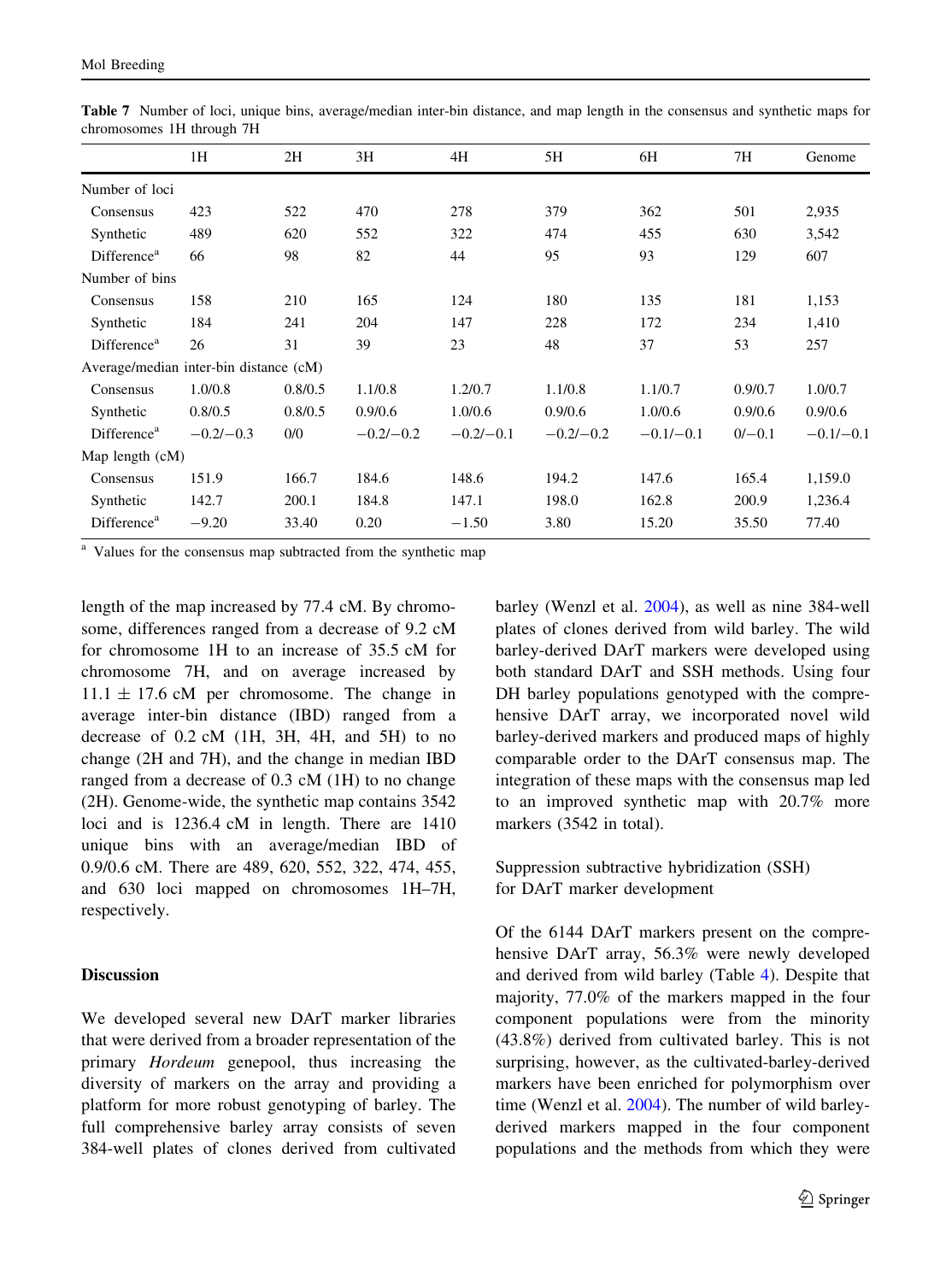**Table 7** Number of loci, unique bins, average/median inter-bin distance, and map length in the consensus and synthetic maps for chromosomes 1H through 7H

| | 1H | 2H | 3H | 4H | 5H | 6H | 7H | Genome |
|---|---|---|---|---|---|---|---|---|
| Number of loci | | | | | | | | |
| Consensus | 423 | 522 | 470 | 278 | 379 | 362 | 501 | 2,935 |
| Synthetic | 489 | 620 | 552 | 322 | 474 | 455 | 630 | 3,542 |
| Difference[a] | 66 | 98 | 82 | 44 | 95 | 93 | 129 | 607 |
| Number of bins | | | | | | | | |
| Consensus | 158 | 210 | 165 | 124 | 180 | 135 | 181 | 1,153 |
| Synthetic | 184 | 241 | 204 | 147 | 228 | 172 | 234 | 1,410 |
| Difference[a] | 26 | 31 | 39 | 23 | 48 | 37 | 53 | 257 |
| Average/median inter-bin distance (cM) | | | | | | | | |
| Consensus | 1.0/0.8 | 0.8/0.5 | 1.1/0.8 | 1.2/0.7 | 1.1/0.8 | 1.1/0.7 | 0.9/0.7 | 1.0/0.7 |
| Synthetic | 0.8/0.5 | 0.8/0.5 | 0.9/0.6 | 1.0/0.6 | 0.9/0.6 | 1.0/0.6 | 0.9/0.6 | 0.9/0.6 |
| Difference[a] | −0.2/−0.3 | 0/0 | −0.2/−0.2 | −0.2/−0.1 | −0.2/−0.2 | −0.1/−0.1 | 0/−0.1 | −0.1/−0.1 |
| Map length (cM) | | | | | | | | |
| Consensus | 151.9 | 166.7 | 184.6 | 148.6 | 194.2 | 147.6 | 165.4 | 1,159.0 |
| Synthetic | 142.7 | 200.1 | 184.8 | 147.1 | 198.0 | 162.8 | 200.9 | 1,236.4 |
| Difference[a] | −9.20 | 33.40 | 0.20 | −1.50 | 3.80 | 15.20 | 35.50 | 77.40 |

[a] Values for the consensus map subtracted from the synthetic map

length of the map increased by 77.4 cM. By chromosome, differences ranged from a decrease of 9.2 cM for chromosome 1H to an increase of 35.5 cM for chromosome 7H, and on average increased by $11.1 \pm 17.6$ cM per chromosome. The change in average inter-bin distance (IBD) ranged from a decrease of 0.2 cM (1H, 3H, 4H, and 5H) to no change (2H and 7H), and the change in median IBD ranged from a decrease of 0.3 cM (1H) to no change (2H). Genome-wide, the synthetic map contains 3542 loci and is 1236.4 cM in length. There are 1410 unique bins with an average/median IBD of 0.9/0.6 cM. There are 489, 620, 552, 322, 474, 455, and 630 loci mapped on chromosomes 1H–7H, respectively.

## Discussion

We developed several new DArT marker libraries that were derived from a broader representation of the primary *Hordeum* genepool, thus increasing the diversity of markers on the array and providing a platform for more robust genotyping of barley. The full comprehensive barley array consists of seven 384-well plates of clones derived from cultivated barley (Wenzl et al. 2004), as well as nine 384-well plates of clones derived from wild barley. The wild barley-derived DArT markers were developed using both standard DArT and SSH methods. Using four DH barley populations genotyped with the comprehensive DArT array, we incorporated novel wild barley-derived markers and produced maps of highly comparable order to the DArT consensus map. The integration of these maps with the consensus map led to an improved synthetic map with 20.7% more markers (3542 in total).

### Suppression subtractive hybridization (SSH) for DArT marker development

Of the 6144 DArT markers present on the comprehensive DArT array, 56.3% were newly developed and derived from wild barley (Table 4). Despite that majority, 77.0% of the markers mapped in the four component populations were from the minority (43.8%) derived from cultivated barley. This is not surprising, however, as the cultivated-barley-derived markers have been enriched for polymorphism over time (Wenzl et al. 2004). The number of wild barley-derived markers mapped in the four component populations and the methods from which they were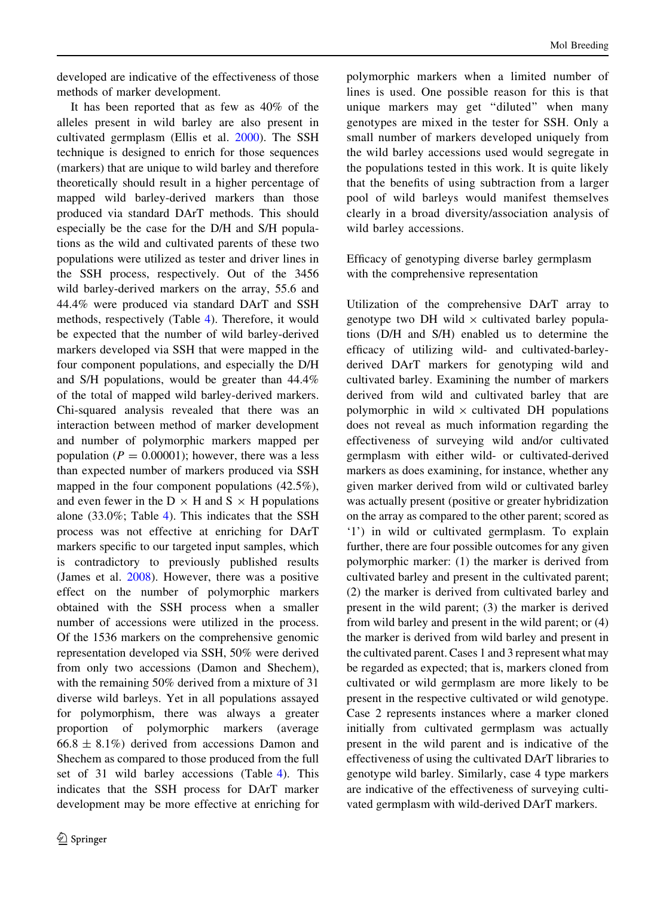developed are indicative of the effectiveness of those methods of marker development.

It has been reported that as few as 40% of the alleles present in wild barley are also present in cultivated germplasm (Ellis et al. 2000). The SSH technique is designed to enrich for those sequences (markers) that are unique to wild barley and therefore theoretically should result in a higher percentage of mapped wild barley-derived markers than those produced via standard DArT methods. This should especially be the case for the D/H and S/H populations as the wild and cultivated parents of these two populations were utilized as tester and driver lines in the SSH process, respectively. Out of the 3456 wild barley-derived markers on the array, 55.6 and 44.4% were produced via standard DArT and SSH methods, respectively (Table 4). Therefore, it would be expected that the number of wild barley-derived markers developed via SSH that were mapped in the four component populations, and especially the D/H and S/H populations, would be greater than 44.4% of the total of mapped wild barley-derived markers. Chi-squared analysis revealed that there was an interaction between method of marker development and number of polymorphic markers mapped per population ($P = 0.00001$); however, there was a less than expected number of markers produced via SSH mapped in the four component populations (42.5%), and even fewer in the D $\times$ H and S $\times$ H populations alone (33.0%; Table 4). This indicates that the SSH process was not effective at enriching for DArT markers specific to our targeted input samples, which is contradictory to previously published results (James et al. 2008). However, there was a positive effect on the number of polymorphic markers obtained with the SSH process when a smaller number of accessions were utilized in the process. Of the 1536 markers on the comprehensive genomic representation developed via SSH, 50% were derived from only two accessions (Damon and Shechem), with the remaining 50% derived from a mixture of 31 diverse wild barleys. Yet in all populations assayed for polymorphism, there was always a greater proportion of polymorphic markers (average $66.8 \pm 8.1\%$) derived from accessions Damon and Shechem as compared to those produced from the full set of 31 wild barley accessions (Table 4). This indicates that the SSH process for DArT marker development may be more effective at enriching for polymorphic markers when a limited number of lines is used. One possible reason for this is that unique markers may get "diluted" when many genotypes are mixed in the tester for SSH. Only a small number of markers developed uniquely from the wild barley accessions used would segregate in the populations tested in this work. It is quite likely that the benefits of using subtraction from a larger pool of wild barleys would manifest themselves clearly in a broad diversity/association analysis of wild barley accessions.

## Efficacy of genotyping diverse barley germplasm with the comprehensive representation

Utilization of the comprehensive DArT array to genotype two DH wild $\times$ cultivated barley populations (D/H and S/H) enabled us to determine the efficacy of utilizing wild- and cultivated-barley-derived DArT markers for genotyping wild and cultivated barley. Examining the number of markers derived from wild and cultivated barley that are polymorphic in wild $\times$ cultivated DH populations does not reveal as much information regarding the effectiveness of surveying wild and/or cultivated germplasm with either wild- or cultivated-derived markers as does examining, for instance, whether any given marker derived from wild or cultivated barley was actually present (positive or greater hybridization on the array as compared to the other parent; scored as '1') in wild or cultivated germplasm. To explain further, there are four possible outcomes for any given polymorphic marker: (1) the marker is derived from cultivated barley and present in the cultivated parent; (2) the marker is derived from cultivated barley and present in the wild parent; (3) the marker is derived from wild barley and present in the wild parent; or (4) the marker is derived from wild barley and present in the cultivated parent. Cases 1 and 3 represent what may be regarded as expected; that is, markers cloned from cultivated or wild germplasm are more likely to be present in the respective cultivated or wild genotype. Case 2 represents instances where a marker cloned initially from cultivated germplasm was actually present in the wild parent and is indicative of the effectiveness of using the cultivated DArT libraries to genotype wild barley. Similarly, case 4 type markers are indicative of the effectiveness of surveying cultivated germplasm with wild-derived DArT markers.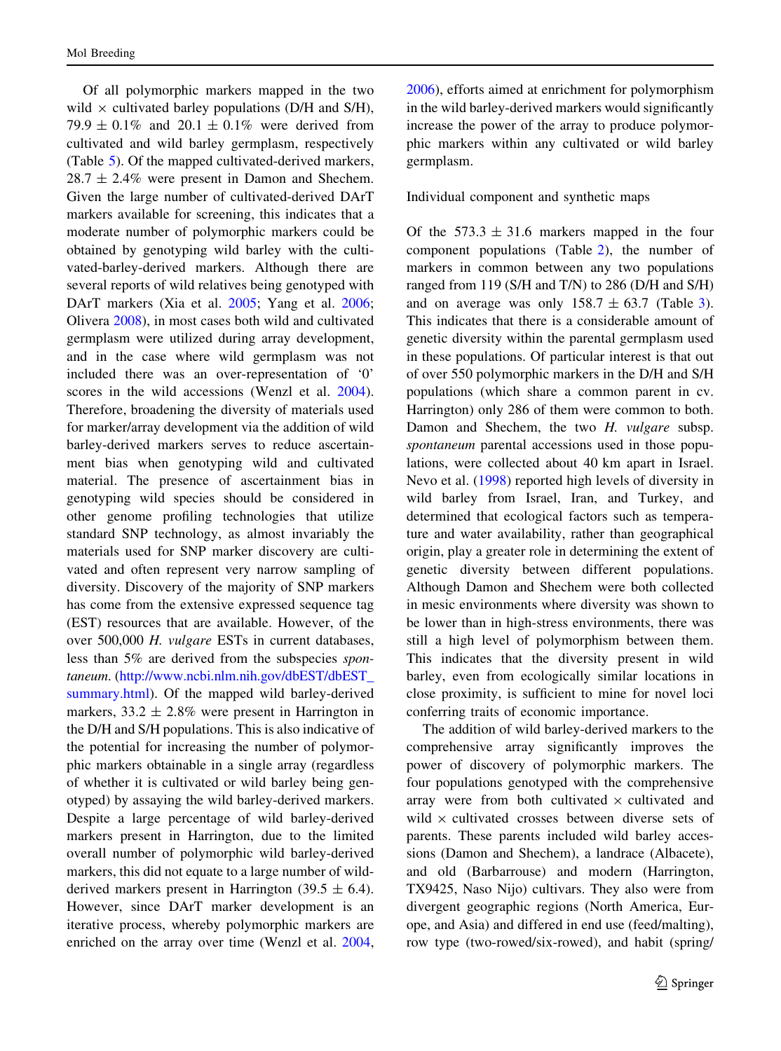Of all polymorphic markers mapped in the two wild × cultivated barley populations (D/H and S/H), 79.9 ± 0.1% and 20.1 ± 0.1% were derived from cultivated and wild barley germplasm, respectively (Table 5). Of the mapped cultivated-derived markers, 28.7 ± 2.4% were present in Damon and Shechem. Given the large number of cultivated-derived DArT markers available for screening, this indicates that a moderate number of polymorphic markers could be obtained by genotyping wild barley with the cultivated-barley-derived markers. Although there are several reports of wild relatives being genotyped with DArT markers (Xia et al. 2005; Yang et al. 2006; Olivera 2008), in most cases both wild and cultivated germplasm were utilized during array development, and in the case where wild germplasm was not included there was an over-representation of '0' scores in the wild accessions (Wenzl et al. 2004). Therefore, broadening the diversity of materials used for marker/array development via the addition of wild barley-derived markers serves to reduce ascertainment bias when genotyping wild and cultivated material. The presence of ascertainment bias in genotyping wild species should be considered in other genome profiling technologies that utilize standard SNP technology, as almost invariably the materials used for SNP marker discovery are cultivated and often represent very narrow sampling of diversity. Discovery of the majority of SNP markers has come from the extensive expressed sequence tag (EST) resources that are available. However, of the over 500,000 *H. vulgare* ESTs in current databases, less than 5% are derived from the subspecies *spontaneum*. (http://www.ncbi.nlm.nih.gov/dbEST/dbEST_summary.html). Of the mapped wild barley-derived markers, 33.2 ± 2.8% were present in Harrington in the D/H and S/H populations. This is also indicative of the potential for increasing the number of polymorphic markers obtainable in a single array (regardless of whether it is cultivated or wild barley being genotyped) by assaying the wild barley-derived markers. Despite a large percentage of wild barley-derived markers present in Harrington, due to the limited overall number of polymorphic wild barley-derived markers, this did not equate to a large number of wild-derived markers present in Harrington (39.5 ± 6.4). However, since DArT marker development is an iterative process, whereby polymorphic markers are enriched on the array over time (Wenzl et al. 2004, 2006), efforts aimed at enrichment for polymorphism in the wild barley-derived markers would significantly increase the power of the array to produce polymorphic markers within any cultivated or wild barley germplasm.

## Individual component and synthetic maps

Of the 573.3 ± 31.6 markers mapped in the four component populations (Table 2), the number of markers in common between any two populations ranged from 119 (S/H and T/N) to 286 (D/H and S/H) and on average was only 158.7 ± 63.7 (Table 3). This indicates that there is a considerable amount of genetic diversity within the parental germplasm used in these populations. Of particular interest is that out of over 550 polymorphic markers in the D/H and S/H populations (which share a common parent in cv. Harrington) only 286 of them were common to both. Damon and Shechem, the two *H. vulgare* subsp. *spontaneum* parental accessions used in those populations, were collected about 40 km apart in Israel. Nevo et al. (1998) reported high levels of diversity in wild barley from Israel, Iran, and Turkey, and determined that ecological factors such as temperature and water availability, rather than geographical origin, play a greater role in determining the extent of genetic diversity between different populations. Although Damon and Shechem were both collected in mesic environments where diversity was shown to be lower than in high-stress environments, there was still a high level of polymorphism between them. This indicates that the diversity present in wild barley, even from ecologically similar locations in close proximity, is sufficient to mine for novel loci conferring traits of economic importance.

The addition of wild barley-derived markers to the comprehensive array significantly improves the power of discovery of polymorphic markers. The four populations genotyped with the comprehensive array were from both cultivated × cultivated and wild × cultivated crosses between diverse sets of parents. These parents included wild barley accessions (Damon and Shechem), a landrace (Albacete), and old (Barbarrouse) and modern (Harrington, TX9425, Naso Nijo) cultivars. They also were from divergent geographic regions (North America, Europe, and Asia) and differed in end use (feed/malting), row type (two-rowed/six-rowed), and habit (spring/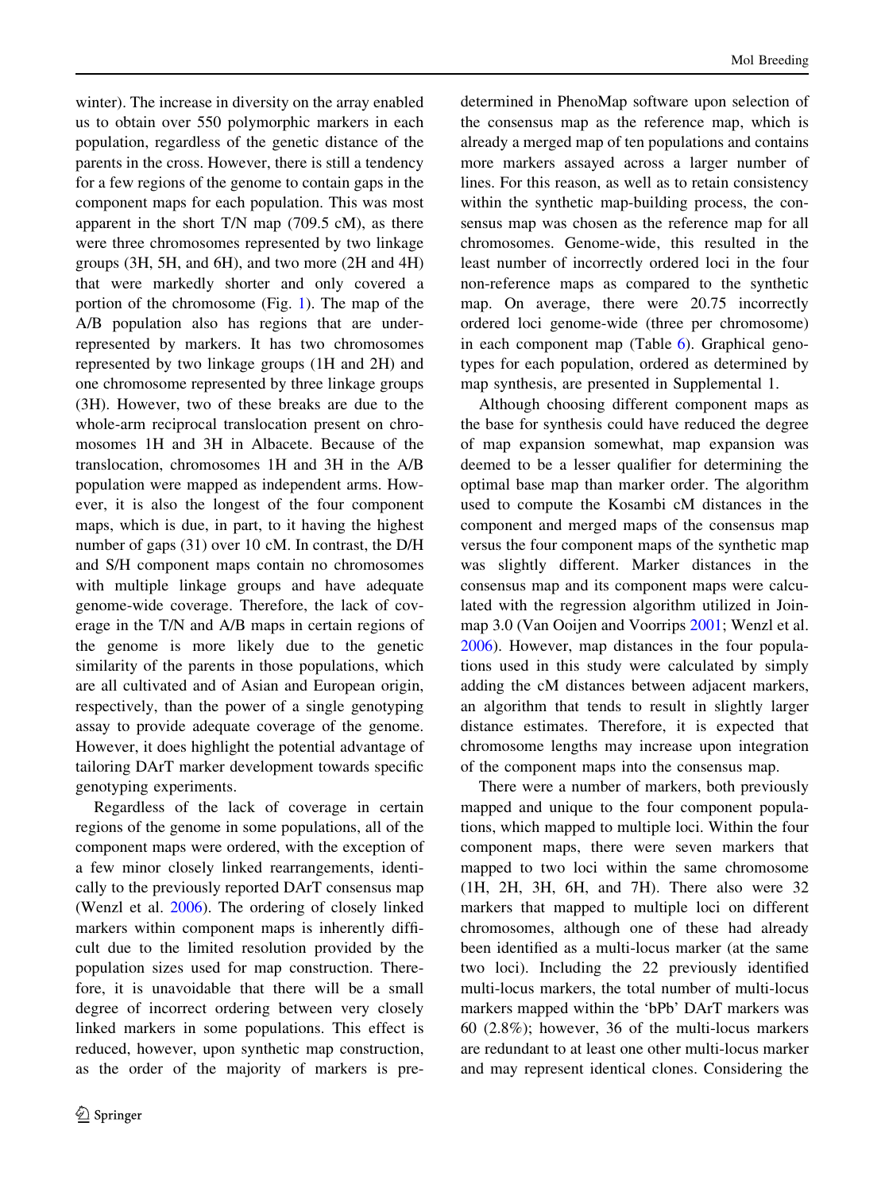winter). The increase in diversity on the array enabled us to obtain over 550 polymorphic markers in each population, regardless of the genetic distance of the parents in the cross. However, there is still a tendency for a few regions of the genome to contain gaps in the component maps for each population. This was most apparent in the short T/N map (709.5 cM), as there were three chromosomes represented by two linkage groups (3H, 5H, and 6H), and two more (2H and 4H) that were markedly shorter and only covered a portion of the chromosome (Fig. 1). The map of the A/B population also has regions that are under-represented by markers. It has two chromosomes represented by two linkage groups (1H and 2H) and one chromosome represented by three linkage groups (3H). However, two of these breaks are due to the whole-arm reciprocal translocation present on chromosomes 1H and 3H in Albacete. Because of the translocation, chromosomes 1H and 3H in the A/B population were mapped as independent arms. However, it is also the longest of the four component maps, which is due, in part, to it having the highest number of gaps (31) over 10 cM. In contrast, the D/H and S/H component maps contain no chromosomes with multiple linkage groups and have adequate genome-wide coverage. Therefore, the lack of coverage in the T/N and A/B maps in certain regions of the genome is more likely due to the genetic similarity of the parents in those populations, which are all cultivated and of Asian and European origin, respectively, than the power of a single genotyping assay to provide adequate coverage of the genome. However, it does highlight the potential advantage of tailoring DArT marker development towards specific genotyping experiments.

Regardless of the lack of coverage in certain regions of the genome in some populations, all of the component maps were ordered, with the exception of a few minor closely linked rearrangements, identically to the previously reported DArT consensus map (Wenzl et al. 2006). The ordering of closely linked markers within component maps is inherently difficult due to the limited resolution provided by the population sizes used for map construction. Therefore, it is unavoidable that there will be a small degree of incorrect ordering between very closely linked markers in some populations. This effect is reduced, however, upon synthetic map construction, as the order of the majority of markers is predetermined in PhenoMap software upon selection of the consensus map as the reference map, which is already a merged map of ten populations and contains more markers assayed across a larger number of lines. For this reason, as well as to retain consistency within the synthetic map-building process, the consensus map was chosen as the reference map for all chromosomes. Genome-wide, this resulted in the least number of incorrectly ordered loci in the four non-reference maps as compared to the synthetic map. On average, there were 20.75 incorrectly ordered loci genome-wide (three per chromosome) in each component map (Table 6). Graphical genotypes for each population, ordered as determined by map synthesis, are presented in Supplemental 1.

Although choosing different component maps as the base for synthesis could have reduced the degree of map expansion somewhat, map expansion was deemed to be a lesser qualifier for determining the optimal base map than marker order. The algorithm used to compute the Kosambi cM distances in the component and merged maps of the consensus map versus the four component maps of the synthetic map was slightly different. Marker distances in the consensus map and its component maps were calculated with the regression algorithm utilized in Joinmap 3.0 (Van Ooijen and Voorrips 2001; Wenzl et al. 2006). However, map distances in the four populations used in this study were calculated by simply adding the cM distances between adjacent markers, an algorithm that tends to result in slightly larger distance estimates. Therefore, it is expected that chromosome lengths may increase upon integration of the component maps into the consensus map.

There were a number of markers, both previously mapped and unique to the four component populations, which mapped to multiple loci. Within the four component maps, there were seven markers that mapped to two loci within the same chromosome (1H, 2H, 3H, 6H, and 7H). There also were 32 markers that mapped to multiple loci on different chromosomes, although one of these had already been identified as a multi-locus marker (at the same two loci). Including the 22 previously identified multi-locus markers, the total number of multi-locus markers mapped within the 'bPb' DArT markers was 60 (2.8%); however, 36 of the multi-locus markers are redundant to at least one other multi-locus marker and may represent identical clones. Considering the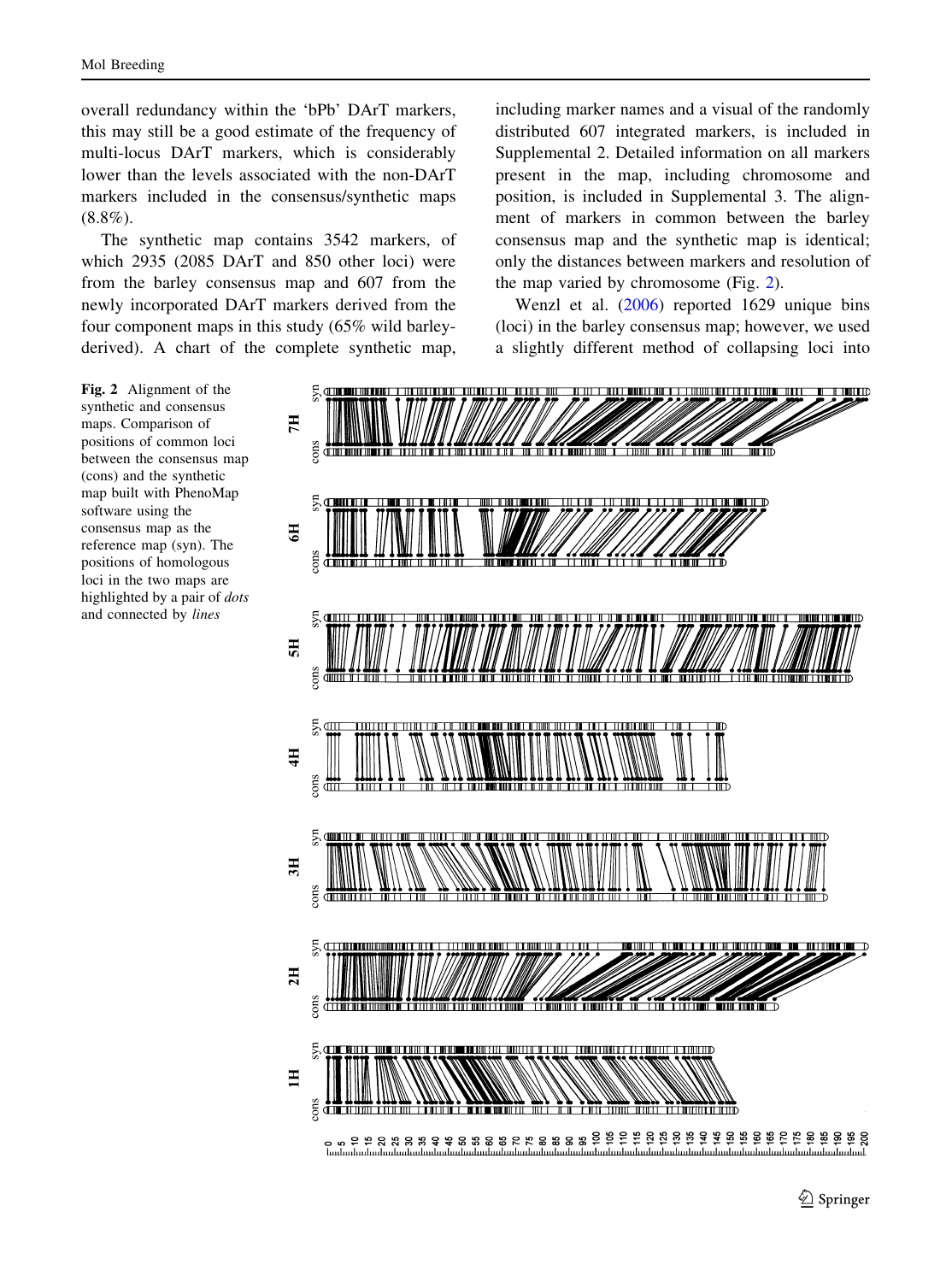overall redundancy within the 'bPb' DArT markers, this may still be a good estimate of the frequency of multi-locus DArT markers, which is considerably lower than the levels associated with the non-DArT markers included in the consensus/synthetic maps (8.8%).

The synthetic map contains 3542 markers, of which 2935 (2085 DArT and 850 other loci) were from the barley consensus map and 607 from the newly incorporated DArT markers derived from the four component maps in this study (65% wild barley-derived). A chart of the complete synthetic map, including marker names and a visual of the randomly distributed 607 integrated markers, is included in Supplemental 2. Detailed information on all markers present in the map, including chromosome and position, is included in Supplemental 3. The alignment of markers in common between the barley consensus map and the synthetic map is identical; only the distances between markers and resolution of the map varied by chromosome (Fig. 2).

Wenzl et al. (2006) reported 1629 unique bins (loci) in the barley consensus map; however, we used a slightly different method of collapsing loci into

**Fig. 2** Alignment of the synthetic and consensus maps. Comparison of positions of common loci between the consensus map (cons) and the synthetic map built with PhenoMap software using the consensus map as the reference map (syn). The positions of homologous loci in the two maps are highlighted by a pair of *dots* and connected by *lines*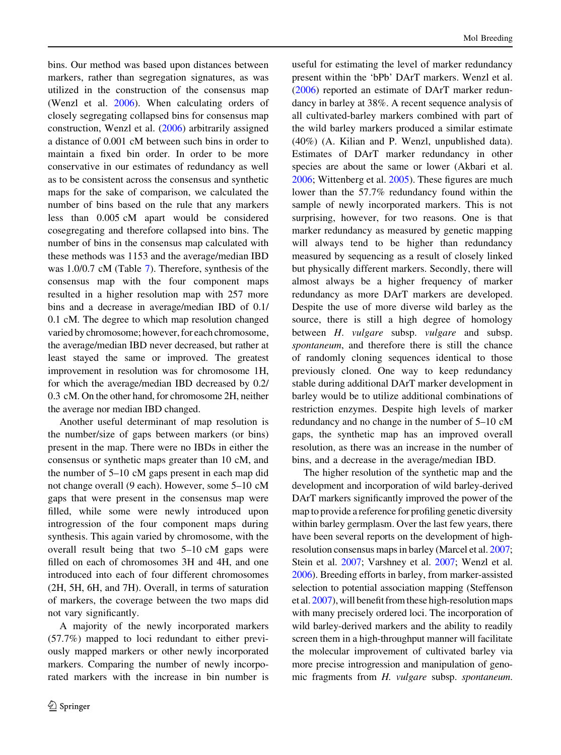bins. Our method was based upon distances between markers, rather than segregation signatures, as was utilized in the construction of the consensus map (Wenzl et al. 2006). When calculating orders of closely segregating collapsed bins for consensus map construction, Wenzl et al. (2006) arbitrarily assigned a distance of 0.001 cM between such bins in order to maintain a fixed bin order. In order to be more conservative in our estimates of redundancy as well as to be consistent across the consensus and synthetic maps for the sake of comparison, we calculated the number of bins based on the rule that any markers less than 0.005 cM apart would be considered cosegregating and therefore collapsed into bins. The number of bins in the consensus map calculated with these methods was 1153 and the average/median IBD was 1.0/0.7 cM (Table 7). Therefore, synthesis of the consensus map with the four component maps resulted in a higher resolution map with 257 more bins and a decrease in average/median IBD of 0.1/0.1 cM. The degree to which map resolution changed varied by chromosome; however, for each chromosome, the average/median IBD never decreased, but rather at least stayed the same or improved. The greatest improvement in resolution was for chromosome 1H, for which the average/median IBD decreased by 0.2/0.3 cM. On the other hand, for chromosome 2H, neither the average nor median IBD changed.

Another useful determinant of map resolution is the number/size of gaps between markers (or bins) present in the map. There were no IBDs in either the consensus or synthetic maps greater than 10 cM, and the number of 5–10 cM gaps present in each map did not change overall (9 each). However, some 5–10 cM gaps that were present in the consensus map were filled, while some were newly introduced upon introgression of the four component maps during synthesis. This again varied by chromosome, with the overall result being that two 5–10 cM gaps were filled on each of chromosomes 3H and 4H, and one introduced into each of four different chromosomes (2H, 5H, 6H, and 7H). Overall, in terms of saturation of markers, the coverage between the two maps did not vary significantly.

A majority of the newly incorporated markers (57.7%) mapped to loci redundant to either previously mapped markers or other newly incorporated markers. Comparing the number of newly incorporated markers with the increase in bin number is useful for estimating the level of marker redundancy present within the 'bPb' DArT markers. Wenzl et al. (2006) reported an estimate of DArT marker redundancy in barley at 38%. A recent sequence analysis of all cultivated-barley markers combined with part of the wild barley markers produced a similar estimate (40%) (A. Kilian and P. Wenzl, unpublished data). Estimates of DArT marker redundancy in other species are about the same or lower (Akbari et al. 2006; Wittenberg et al. 2005). These figures are much lower than the 57.7% redundancy found within the sample of newly incorporated markers. This is not surprising, however, for two reasons. One is that marker redundancy as measured by genetic mapping will always tend to be higher than redundancy measured by sequencing as a result of closely linked but physically different markers. Secondly, there will almost always be a higher frequency of marker redundancy as more DArT markers are developed. Despite the use of more diverse wild barley as the source, there is still a high degree of homology between *H. vulgare* subsp. *vulgare* and subsp. *spontaneum*, and therefore there is still the chance of randomly cloning sequences identical to those previously cloned. One way to keep redundancy stable during additional DArT marker development in barley would be to utilize additional combinations of restriction enzymes. Despite high levels of marker redundancy and no change in the number of 5–10 cM gaps, the synthetic map has an improved overall resolution, as there was an increase in the number of bins, and a decrease in the average/median IBD.

The higher resolution of the synthetic map and the development and incorporation of wild barley-derived DArT markers significantly improved the power of the map to provide a reference for profiling genetic diversity within barley germplasm. Over the last few years, there have been several reports on the development of high-resolution consensus maps in barley (Marcel et al. 2007; Stein et al. 2007; Varshney et al. 2007; Wenzl et al. 2006). Breeding efforts in barley, from marker-assisted selection to potential association mapping (Steffenson et al. 2007), will benefit from these high-resolution maps with many precisely ordered loci. The incorporation of wild barley-derived markers and the ability to readily screen them in a high-throughput manner will facilitate the molecular improvement of cultivated barley via more precise introgression and manipulation of genomic fragments from *H. vulgare* subsp. *spontaneum*.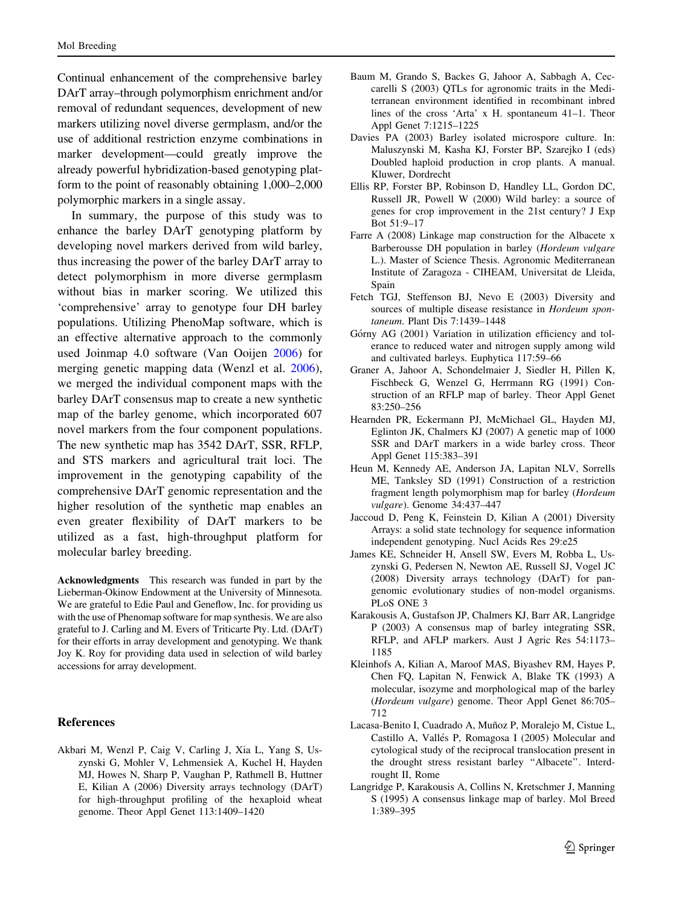Continual enhancement of the comprehensive barley DArT array–through polymorphism enrichment and/or removal of redundant sequences, development of new markers utilizing novel diverse germplasm, and/or the use of additional restriction enzyme combinations in marker development—could greatly improve the already powerful hybridization-based genotyping platform to the point of reasonably obtaining 1,000–2,000 polymorphic markers in a single assay.

In summary, the purpose of this study was to enhance the barley DArT genotyping platform by developing novel markers derived from wild barley, thus increasing the power of the barley DArT array to detect polymorphism in more diverse germplasm without bias in marker scoring. We utilized this 'comprehensive' array to genotype four DH barley populations. Utilizing PhenoMap software, which is an effective alternative approach to the commonly used Joinmap 4.0 software (Van Ooijen 2006) for merging genetic mapping data (Wenzl et al. 2006), we merged the individual component maps with the barley DArT consensus map to create a new synthetic map of the barley genome, which incorporated 607 novel markers from the four component populations. The new synthetic map has 3542 DArT, SSR, RFLP, and STS markers and agricultural trait loci. The improvement in the genotyping capability of the comprehensive DArT genomic representation and the higher resolution of the synthetic map enables an even greater flexibility of DArT markers to be utilized as a fast, high-throughput platform for molecular barley breeding.

**Acknowledgments** This research was funded in part by the Lieberman-Okinow Endowment at the University of Minnesota. We are grateful to Edie Paul and Geneflow, Inc. for providing us with the use of Phenomap software for map synthesis. We are also grateful to J. Carling and M. Evers of Triticarte Pty. Ltd. (DArT) for their efforts in array development and genotyping. We thank Joy K. Roy for providing data used in selection of wild barley accessions for array development.

## References

Akbari M, Wenzl P, Caig V, Carling J, Xia L, Yang S, Uszynski G, Mohler V, Lehmensiek A, Kuchel H, Hayden MJ, Howes N, Sharp P, Vaughan P, Rathmell B, Huttner E, Kilian A (2006) Diversity arrays technology (DArT) for high-throughput profiling of the hexaploid wheat genome. Theor Appl Genet 113:1409–1420

Baum M, Grando S, Backes G, Jahoor A, Sabbagh A, Ceccarelli S (2003) QTLs for agronomic traits in the Mediterranean environment identified in recombinant inbred lines of the cross 'Arta' x H. spontaneum 41–1. Theor Appl Genet 7:1215–1225

Davies PA (2003) Barley isolated microspore culture. In: Maluszynski M, Kasha KJ, Forster BP, Szarejko I (eds) Doubled haploid production in crop plants. A manual. Kluwer, Dordrecht

Ellis RP, Forster BP, Robinson D, Handley LL, Gordon DC, Russell JR, Powell W (2000) Wild barley: a source of genes for crop improvement in the 21st century? J Exp Bot 51:9–17

Farre A (2008) Linkage map construction for the Albacete x Barberousse DH population in barley (*Hordeum vulgare* L.). Master of Science Thesis. Agronomic Mediterranean Institute of Zaragoza - CIHEAM, Universitat de Lleida, Spain

Fetch TGJ, Steffenson BJ, Nevo E (2003) Diversity and sources of multiple disease resistance in *Hordeum spontaneum*. Plant Dis 7:1439–1448

Górny AG (2001) Variation in utilization efficiency and tolerance to reduced water and nitrogen supply among wild and cultivated barleys. Euphytica 117:59–66

Graner A, Jahoor A, Schondelmaier J, Siedler H, Pillen K, Fischbeck G, Wenzel G, Herrmann RG (1991) Construction of an RFLP map of barley. Theor Appl Genet 83:250–256

Hearnden PR, Eckermann PJ, McMichael GL, Hayden MJ, Eglinton JK, Chalmers KJ (2007) A genetic map of 1000 SSR and DArT markers in a wide barley cross. Theor Appl Genet 115:383–391

Heun M, Kennedy AE, Anderson JA, Lapitan NLV, Sorrells ME, Tanksley SD (1991) Construction of a restriction fragment length polymorphism map for barley (*Hordeum vulgare*). Genome 34:437–447

Jaccoud D, Peng K, Feinstein D, Kilian A (2001) Diversity Arrays: a solid state technology for sequence information independent genotyping. Nucl Acids Res 29:e25

James KE, Schneider H, Ansell SW, Evers M, Robba L, Uszynski G, Pedersen N, Newton AE, Russell SJ, Vogel JC (2008) Diversity arrays technology (DArT) for pan-genomic evolutionary studies of non-model organisms. PLoS ONE 3

Karakousis A, Gustafson JP, Chalmers KJ, Barr AR, Langridge P (2003) A consensus map of barley integrating SSR, RFLP, and AFLP markers. Aust J Agric Res 54:1173–1185

Kleinhofs A, Kilian A, Maroof MAS, Biyashev RM, Hayes P, Chen FQ, Lapitan N, Fenwick A, Blake TK (1993) A molecular, isozyme and morphological map of the barley (*Hordeum vulgare*) genome. Theor Appl Genet 86:705–712

Lacasa-Benito I, Cuadrado A, Muñoz P, Moralejo M, Cistue L, Castillo A, Vallés P, Romagosa I (2005) Molecular and cytological study of the reciprocal translocation present in the drought stress resistant barley "Albacete". Interdrought II, Rome

Langridge P, Karakousis A, Collins N, Kretschmer J, Manning S (1995) A consensus linkage map of barley. Mol Breed 1:389–395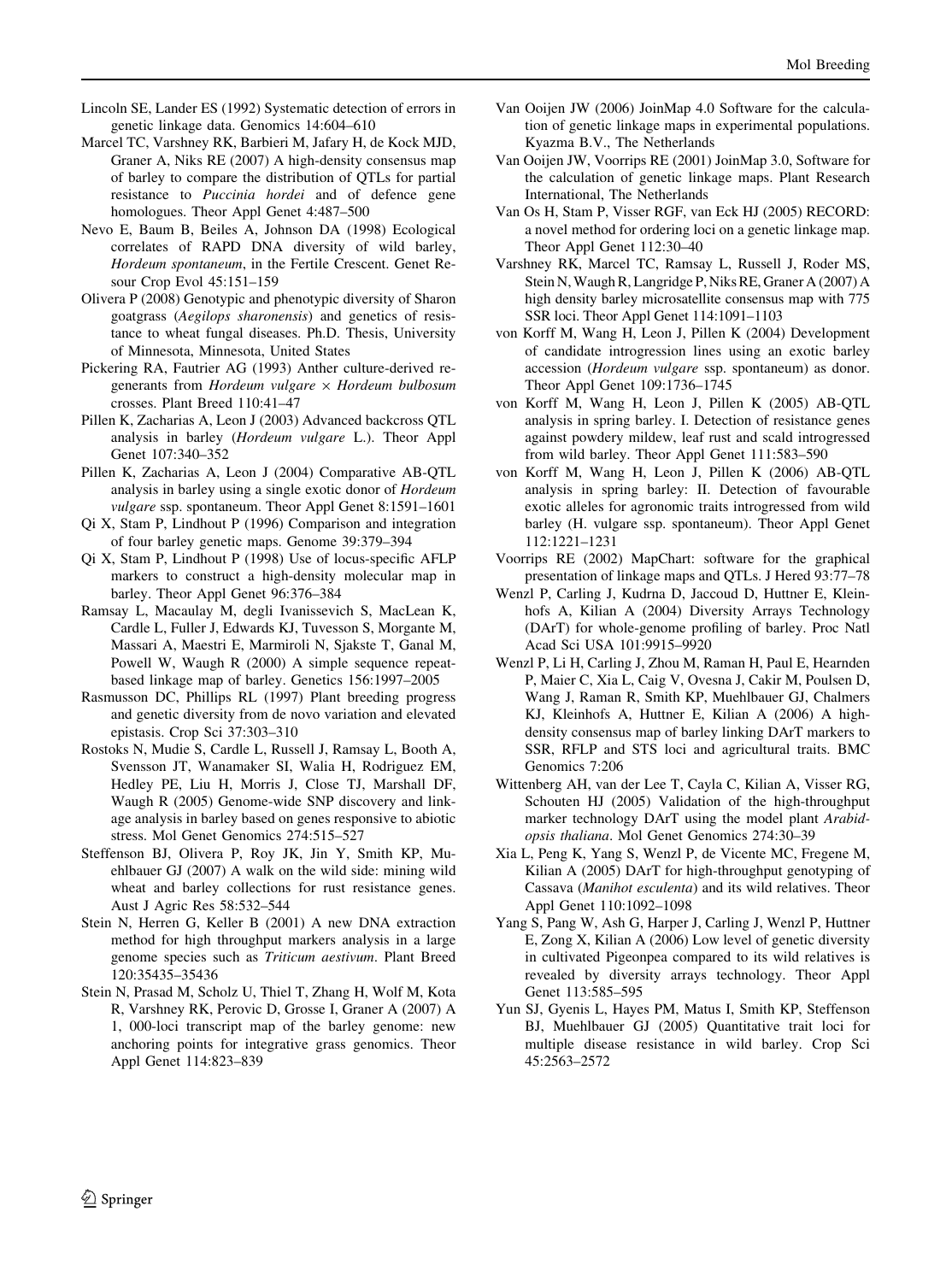Lincoln SE, Lander ES (1992) Systematic detection of errors in genetic linkage data. Genomics 14:604–610

Marcel TC, Varshney RK, Barbieri M, Jafary H, de Kock MJD, Graner A, Niks RE (2007) A high-density consensus map of barley to compare the distribution of QTLs for partial resistance to *Puccinia hordei* and of defence gene homologues. Theor Appl Genet 4:487–500

Nevo E, Baum B, Beiles A, Johnson DA (1998) Ecological correlates of RAPD DNA diversity of wild barley, *Hordeum spontaneum*, in the Fertile Crescent. Genet Resour Crop Evol 45:151–159

Olivera P (2008) Genotypic and phenotypic diversity of Sharon goatgrass (*Aegilops sharonensis*) and genetics of resistance to wheat fungal diseases. Ph.D. Thesis, University of Minnesota, Minnesota, United States

Pickering RA, Fautrier AG (1993) Anther culture-derived regenerants from *Hordeum vulgare* × *Hordeum bulbosum* crosses. Plant Breed 110:41–47

Pillen K, Zacharias A, Leon J (2003) Advanced backcross QTL analysis in barley (*Hordeum vulgare* L.). Theor Appl Genet 107:340–352

Pillen K, Zacharias A, Leon J (2004) Comparative AB-QTL analysis in barley using a single exotic donor of *Hordeum vulgare* ssp. spontaneum. Theor Appl Genet 8:1591–1601

Qi X, Stam P, Lindhout P (1996) Comparison and integration of four barley genetic maps. Genome 39:379–394

Qi X, Stam P, Lindhout P (1998) Use of locus-specific AFLP markers to construct a high-density molecular map in barley. Theor Appl Genet 96:376–384

Ramsay L, Macaulay M, degli Ivanissevich S, MacLean K, Cardle L, Fuller J, Edwards KJ, Tuvesson S, Morgante M, Massari A, Maestri E, Marmiroli N, Sjakste T, Ganal M, Powell W, Waugh R (2000) A simple sequence repeat-based linkage map of barley. Genetics 156:1997–2005

Rasmusson DC, Phillips RL (1997) Plant breeding progress and genetic diversity from de novo variation and elevated epistasis. Crop Sci 37:303–310

Rostoks N, Mudie S, Cardle L, Russell J, Ramsay L, Booth A, Svensson JT, Wanamaker SI, Walia H, Rodriguez EM, Hedley PE, Liu H, Morris J, Close TJ, Marshall DF, Waugh R (2005) Genome-wide SNP discovery and linkage analysis in barley based on genes responsive to abiotic stress. Mol Genet Genomics 274:515–527

Steffenson BJ, Olivera P, Roy JK, Jin Y, Smith KP, Muehlbauer GJ (2007) A walk on the wild side: mining wild wheat and barley collections for rust resistance genes. Aust J Agric Res 58:532–544

Stein N, Herren G, Keller B (2001) A new DNA extraction method for high throughput markers analysis in a large genome species such as *Triticum aestivum*. Plant Breed 120:35435–35436

Stein N, Prasad M, Scholz U, Thiel T, Zhang H, Wolf M, Kota R, Varshney RK, Perovic D, Grosse I, Graner A (2007) A 1, 000-loci transcript map of the barley genome: new anchoring points for integrative grass genomics. Theor Appl Genet 114:823–839

Van Ooijen JW (2006) JoinMap 4.0 Software for the calculation of genetic linkage maps in experimental populations. Kyazma B.V., The Netherlands

Van Ooijen JW, Voorrips RE (2001) JoinMap 3.0, Software for the calculation of genetic linkage maps. Plant Research International, The Netherlands

Van Os H, Stam P, Visser RGF, van Eck HJ (2005) RECORD: a novel method for ordering loci on a genetic linkage map. Theor Appl Genet 112:30–40

Varshney RK, Marcel TC, Ramsay L, Russell J, Roder MS, Stein N, Waugh R, Langridge P, Niks RE, Graner A (2007) A high density barley microsatellite consensus map with 775 SSR loci. Theor Appl Genet 114:1091–1103

von Korff M, Wang H, Leon J, Pillen K (2004) Development of candidate introgression lines using an exotic barley accession (*Hordeum vulgare* ssp. spontaneum) as donor. Theor Appl Genet 109:1736–1745

von Korff M, Wang H, Leon J, Pillen K (2005) AB-QTL analysis in spring barley. I. Detection of resistance genes against powdery mildew, leaf rust and scald introgressed from wild barley. Theor Appl Genet 111:583–590

von Korff M, Wang H, Leon J, Pillen K (2006) AB-QTL analysis in spring barley: II. Detection of favourable exotic alleles for agronomic traits introgressed from wild barley (H. vulgare ssp. spontaneum). Theor Appl Genet 112:1221–1231

Voorrips RE (2002) MapChart: software for the graphical presentation of linkage maps and QTLs. J Hered 93:77–78

Wenzl P, Carling J, Kudrna D, Jaccoud D, Huttner E, Kleinhofs A, Kilian A (2004) Diversity Arrays Technology (DArT) for whole-genome profiling of barley. Proc Natl Acad Sci USA 101:9915–9920

Wenzl P, Li H, Carling J, Zhou M, Raman H, Paul E, Hearnden P, Maier C, Xia L, Caig V, Ovesna J, Cakir M, Poulsen D, Wang J, Raman R, Smith KP, Muehlbauer GJ, Chalmers KJ, Kleinhofs A, Huttner E, Kilian A (2006) A high-density consensus map of barley linking DArT markers to SSR, RFLP and STS loci and agricultural traits. BMC Genomics 7:206

Wittenberg AH, van der Lee T, Cayla C, Kilian A, Visser RG, Schouten HJ (2005) Validation of the high-throughput marker technology DArT using the model plant *Arabidopsis thaliana*. Mol Genet Genomics 274:30–39

Xia L, Peng K, Yang S, Wenzl P, de Vicente MC, Fregene M, Kilian A (2005) DArT for high-throughput genotyping of Cassava (*Manihot esculenta*) and its wild relatives. Theor Appl Genet 110:1092–1098

Yang S, Pang W, Ash G, Harper J, Carling J, Wenzl P, Huttner E, Zong X, Kilian A (2006) Low level of genetic diversity in cultivated Pigeonpea compared to its wild relatives is revealed by diversity arrays technology. Theor Appl Genet 113:585–595

Yun SJ, Gyenis L, Hayes PM, Matus I, Smith KP, Steffenson BJ, Muehlbauer GJ (2005) Quantitative trait loci for multiple disease resistance in wild barley. Crop Sci 45:2563–2572